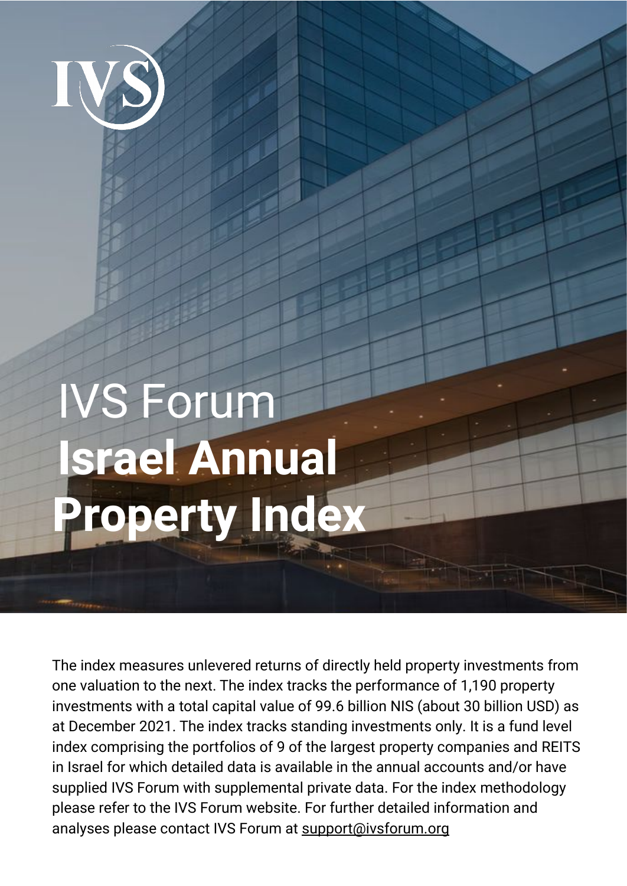# IVS Forum
# **Israel Annual Property Index**

The index measures unlevered returns of directly held property investments from one valuation to the next. The index tracks the performance of 1,190 property investments with a total capital value of 99.6 billion NIS (about 30 billion USD) as at December 2021. The index tracks standing investments only. It is a fund level index comprising the portfolios of 9 of the largest property companies and REITS in Israel for which detailed data is available in the annual accounts and/or have supplied IVS Forum with supplemental private data. For the index methodology please refer to the IVS Forum website. For further detailed information and analyses please contact IVS Forum at support@ivsforum.org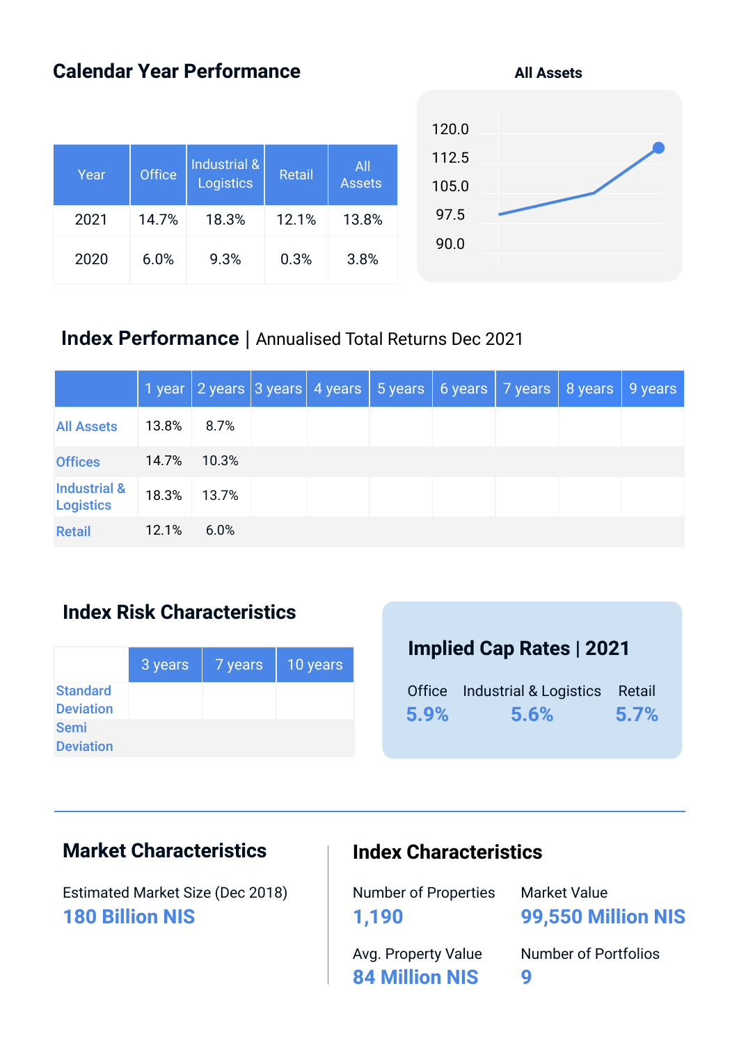## Calendar Year Performance

| Year | Office | Industrial & Logistics | Retail | All Assets |
|---|---|---|---|---|
| 2021 | 14.7% | 18.3% | 12.1% | 13.8% |
| 2020 | 6.0% | 9.3% | 0.3% | 3.8% |

**All Assets**

120.0
112.5
105.0
97.5
90.0

## Index Performance | Annualised Total Returns Dec 2021

| | 1 year | 2 years | 3 years | 4 years | 5 years | 6 years | 7 years | 8 years | 9 years |
|---|---|---|---|---|---|---|---|---|---|
| All Assets | 13.8% | 8.7% | | | | | | | |
| Offices | 14.7% | 10.3% | | | | | | | |
| Industrial & Logistics | 18.3% | 13.7% | | | | | | | |
| Retail | 12.1% | 6.0% | | | | | | | |

## Index Risk Characteristics

| | 3 years | 7 years | 10 years |
|---|---|---|---|
| Standard Deviation | | | |
| Semi Deviation | | | |

## Implied Cap Rates | 2021

| Office | Industrial & Logistics | Retail |
|---|---|---|
| 5.9% | 5.6% | 5.7% |

## Market Characteristics

Estimated Market Size (Dec 2018)
**180 Billion NIS**

## Index Characteristics

Number of Properties
**1,190**

Market Value
**99,550 Million NIS**

Avg. Property Value
**84 Million NIS**

Number of Portfolios
**9**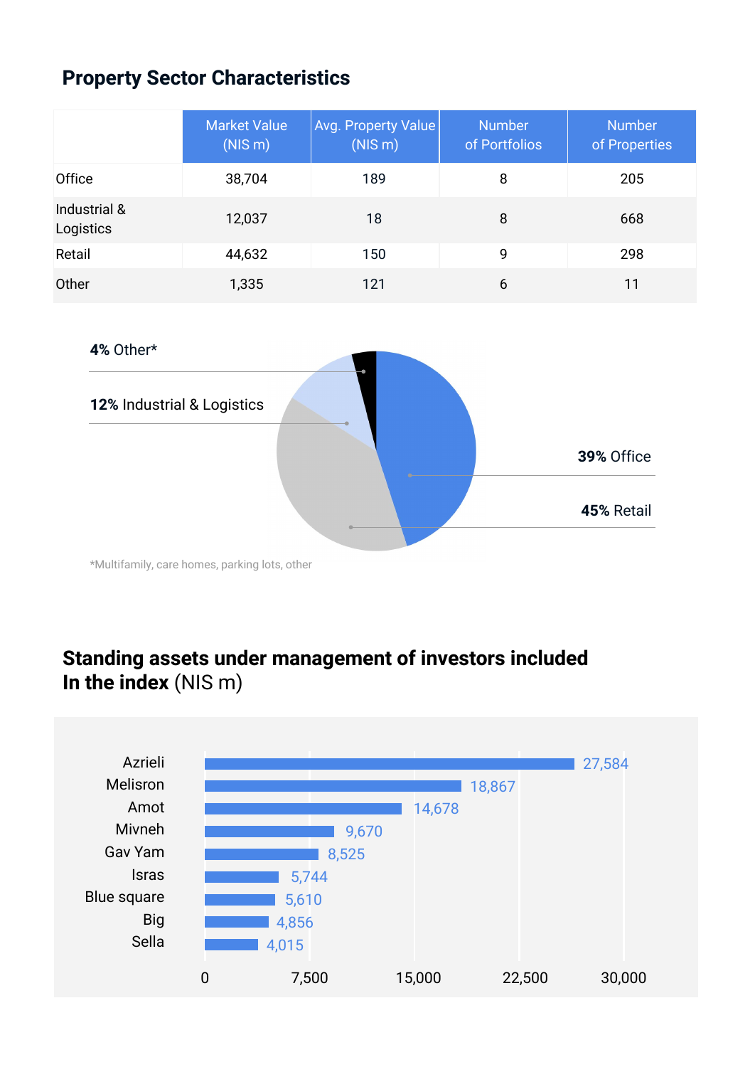## Property Sector Characteristics

| | Market Value (NIS m) | Avg. Property Value (NIS m) | Number of Portfolios | Number of Properties |
|---|---|---|---|---|
| Office | 38,704 | 189 | 8 | 205 |
| Industrial & Logistics | 12,037 | 18 | 8 | 668 |
| Retail | 44,632 | 150 | 9 | 298 |
| Other | 1,335 | 121 | 6 | 11 |

**4%** Other*

**12%** Industrial & Logistics

**39%** Office

**45%** Retail

*Multifamily, care homes, parking lots, other

## Standing assets under management of investors included In the index (NIS m)

| Investor | NIS m |
|---|---|
| Azrieli | 27,584 |
| Melisron | 18,867 |
| Amot | 14,678 |
| Mivneh | 9,670 |
| Gav Yam | 8,525 |
| Isras | 5,744 |
| Blue square | 5,610 |
| Big | 4,856 |
| Sella | 4,015 |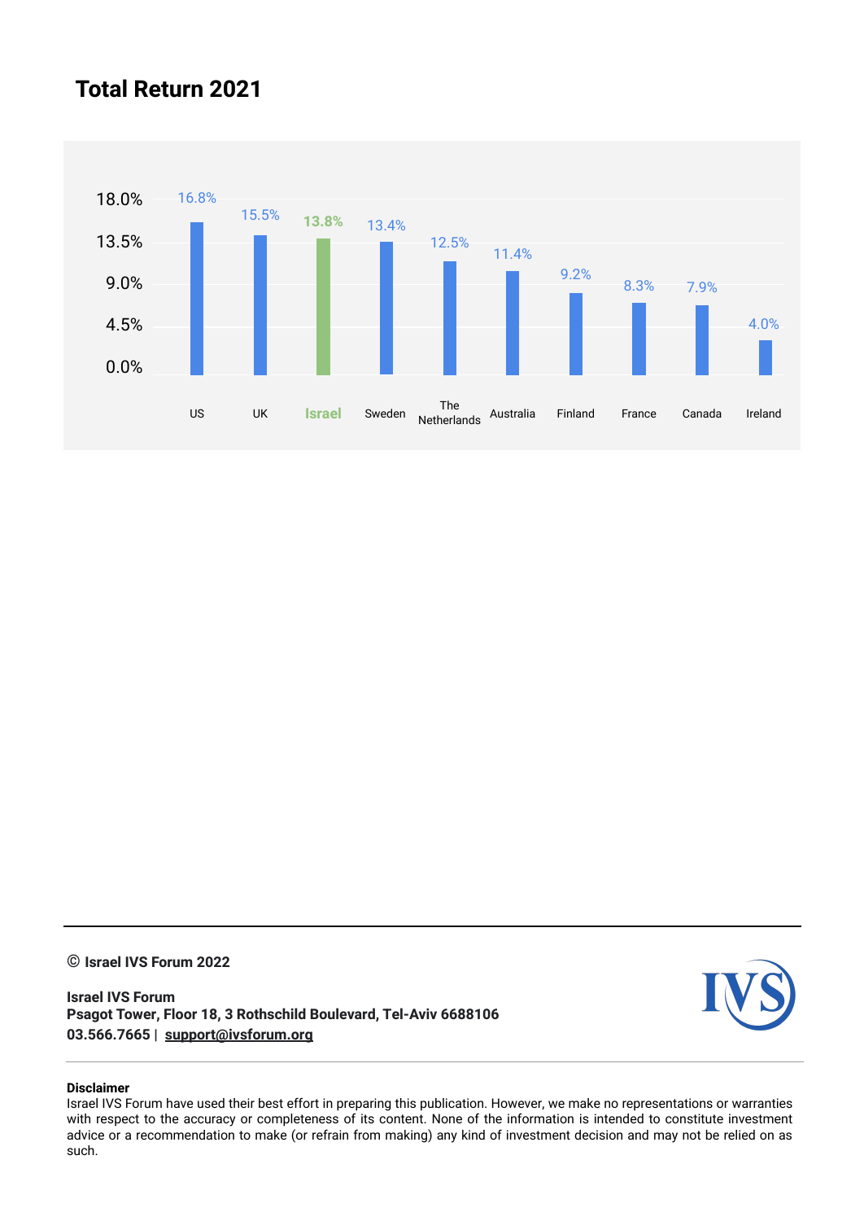## Total Return 2021

| Country | Total Return 2021 |
|---|---|
| US | 16.8% |
| UK | 15.5% |
| Israel | 13.8% |
| Sweden | 13.4% |
| The Netherlands | 12.5% |
| Australia | 11.4% |
| Finland | 9.2% |
| France | 8.3% |
| Canada | 7.9% |
| Ireland | 4.0% |

---

**© Israel IVS Forum 2022**

**Israel IVS Forum**
**Psagot Tower, Floor 18, 3 Rothschild Boulevard, Tel-Aviv 6688106**
**03.566.7665 | support@ivsforum.org**

---

**Disclaimer**
Israel IVS Forum have used their best effort in preparing this publication. However, we make no representations or warranties with respect to the accuracy or completeness of its content. None of the information is intended to constitute investment advice or a recommendation to make (or refrain from making) any kind of investment decision and may not be relied on as such.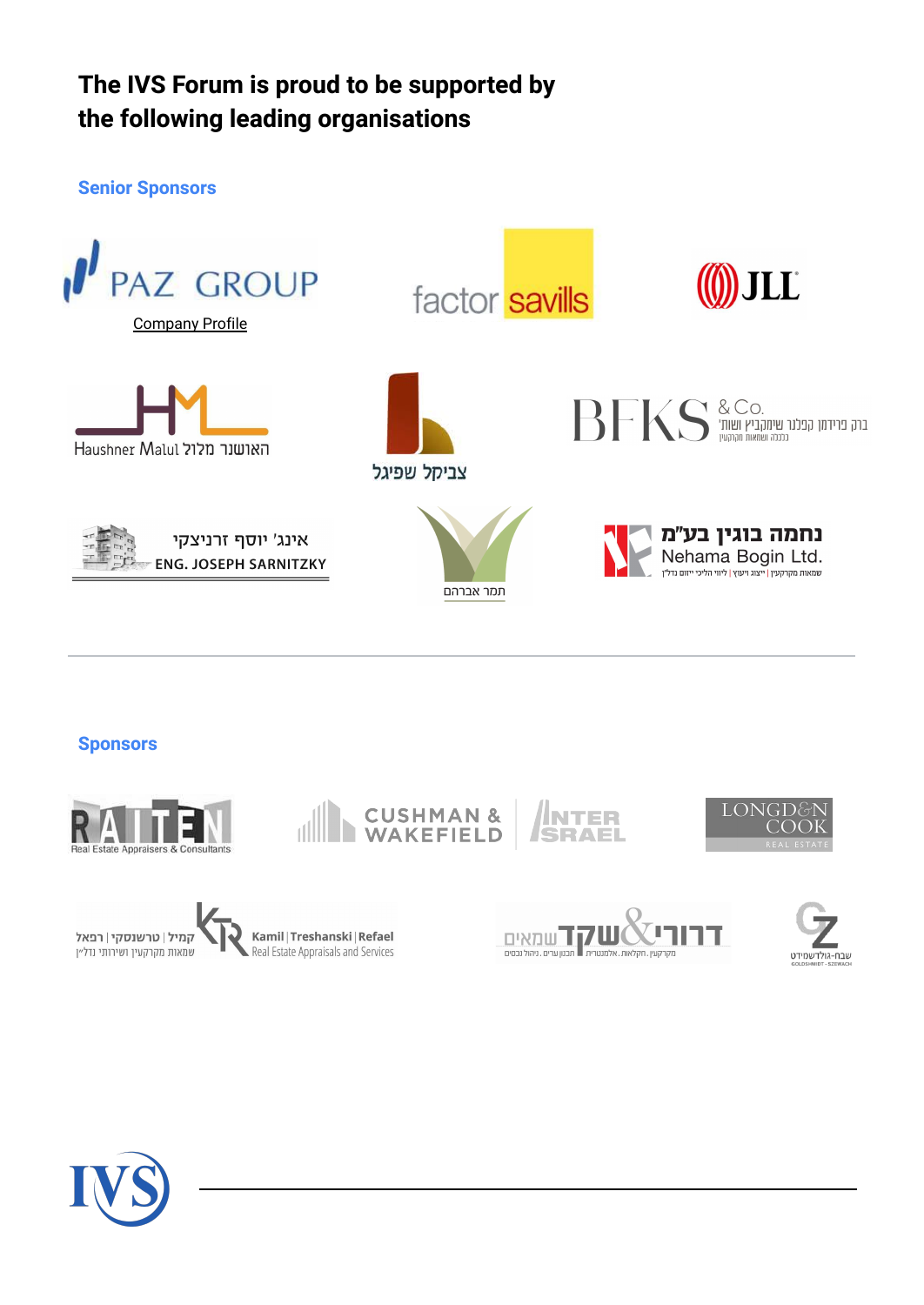## The IVS Forum is proud to be supported by the following leading organisations

### Senior Sponsors

PAZ GROUP

Company Profile

factor savills

JLL

Haushner Malul האושנר מלול

צביקל שפיגל

BFKS & Co. ברק פרידמן קפלנר שיפקביץ ושות' כלכלה ושמאות מקרקעין

אינג' יוסף זרניצקי ENG. JOSEPH SARNITZKY

תמר אברהם

נחמה בוגין בע"מ Nehama Bogin Ltd. שמאות מקרקעין | ייצוג ייעוץ | ליווי הליכי ייזום נדל"ן

### Sponsors

RAITEN Real Estate Appraisers & Consultants

CUSHMAN & WAKEFIELD INTER ISRAEL

LONGDEN COOK REAL ESTATE

קמיל | טרשנסקי | רפאל שמאות מקרקעין ושירותי נדל"ן Kamil | Treshanski | Refael Real Estate Appraisals and Services

דרורי & שקד שמאים מקרקעין. חקלאות. אלטנטיבה תכנון ערים. ניהול נכסים

שבח-גולדשמידט GOLDSHMIDT - SZEWACH